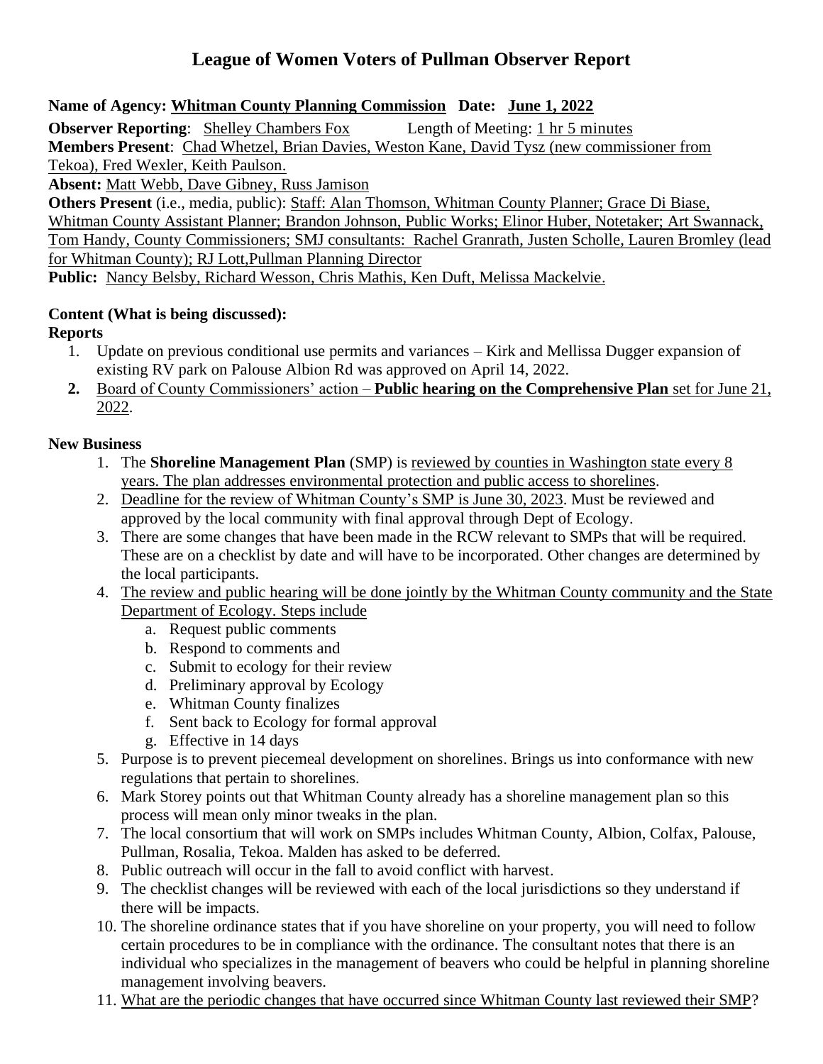# League of Women Voters of Pullman Observer Report

**Name of Agency:** **Whitman County Planning Commission** **Date:** **June 1, 2022**

**Observer Reporting**: Shelley Chambers Fox Length of Meeting: 1 hr 5 minutes

**Members Present**: Chad Whetzel, Brian Davies, Weston Kane, David Tysz (new commissioner from Tekoa), Fred Wexler, Keith Paulson.

**Absent:** Matt Webb, Dave Gibney, Russ Jamison

**Others Present** (i.e., media, public): Staff: Alan Thomson, Whitman County Planner; Grace Di Biase, Whitman County Assistant Planner; Brandon Johnson, Public Works; Elinor Huber, Notetaker; Art Swannack, Tom Handy, County Commissioners; SMJ consultants: Rachel Granrath, Justen Scholle, Lauren Bromley (lead for Whitman County); RJ Lott,Pullman Planning Director

**Public:** Nancy Belsby, Richard Wesson, Chris Mathis, Ken Duft, Melissa Mackelvie.

**Content (What is being discussed):**

**Reports**

1. Update on previous conditional use permits and variances – Kirk and Mellissa Dugger expansion of existing RV park on Palouse Albion Rd was approved on April 14, 2022.
2. Board of County Commissioners' action – **Public hearing on the Comprehensive Plan** set for June 21, 2022.

**New Business**

1. The **Shoreline Management Plan** (SMP) is reviewed by counties in Washington state every 8 years. The plan addresses environmental protection and public access to shorelines.
2. Deadline for the review of Whitman County's SMP is June 30, 2023. Must be reviewed and approved by the local community with final approval through Dept of Ecology.
3. There are some changes that have been made in the RCW relevant to SMPs that will be required. These are on a checklist by date and will have to be incorporated. Other changes are determined by the local participants.
4. The review and public hearing will be done jointly by the Whitman County community and the State Department of Ecology. Steps include
   a. Request public comments
   b. Respond to comments and
   c. Submit to ecology for their review
   d. Preliminary approval by Ecology
   e. Whitman County finalizes
   f. Sent back to Ecology for formal approval
   g. Effective in 14 days
5. Purpose is to prevent piecemeal development on shorelines. Brings us into conformance with new regulations that pertain to shorelines.
6. Mark Storey points out that Whitman County already has a shoreline management plan so this process will mean only minor tweaks in the plan.
7. The local consortium that will work on SMPs includes Whitman County, Albion, Colfax, Palouse, Pullman, Rosalia, Tekoa. Malden has asked to be deferred.
8. Public outreach will occur in the fall to avoid conflict with harvest.
9. The checklist changes will be reviewed with each of the local jurisdictions so they understand if there will be impacts.
10. The shoreline ordinance states that if you have shoreline on your property, you will need to follow certain procedures to be in compliance with the ordinance. The consultant notes that there is an individual who specializes in the management of beavers who could be helpful in planning shoreline management involving beavers.
11. What are the periodic changes that have occurred since Whitman County last reviewed their SMP?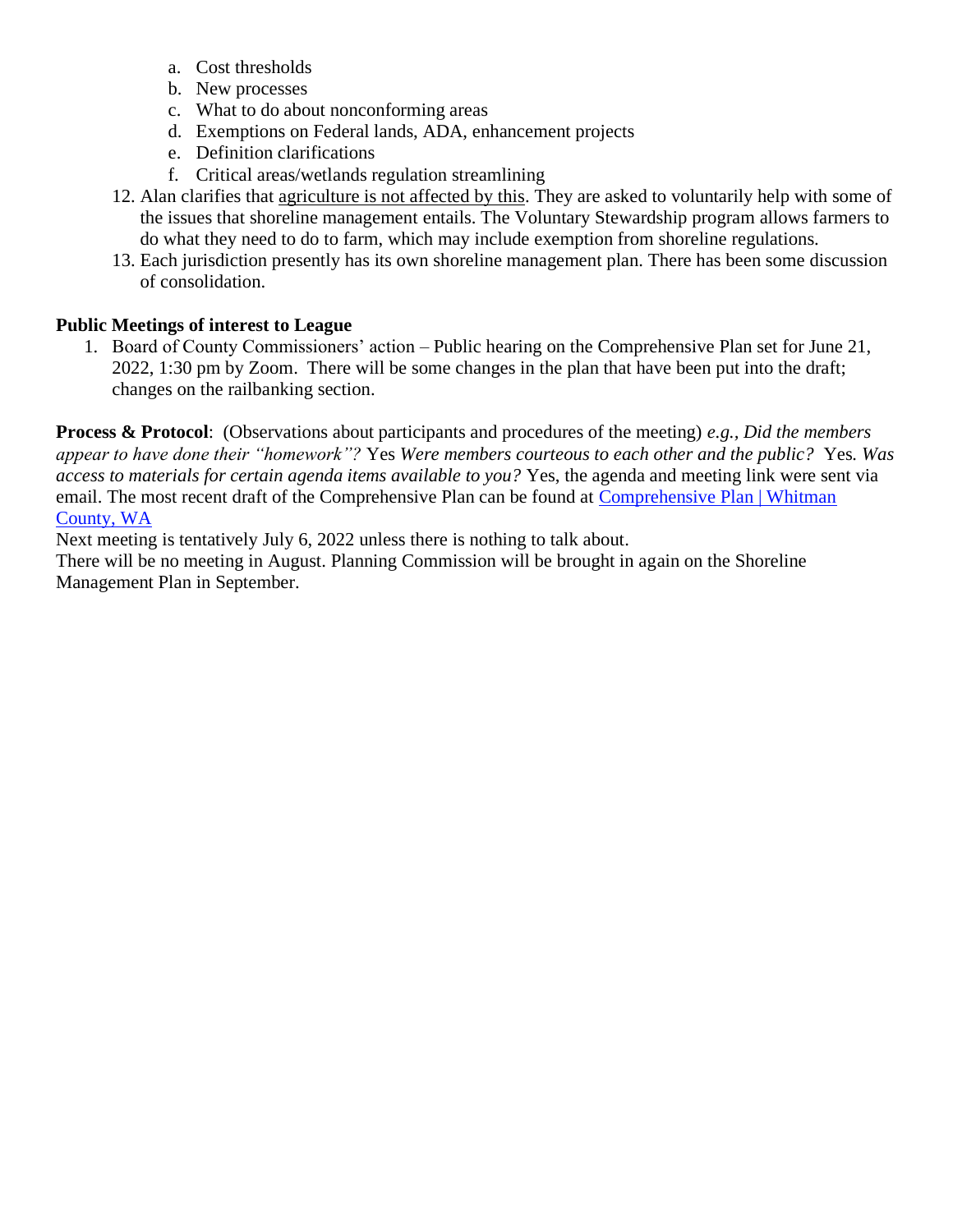a. Cost thresholds
   b. New processes
   c. What to do about nonconforming areas
   d. Exemptions on Federal lands, ADA, enhancement projects
   e. Definition clarifications
   f. Critical areas/wetlands regulation streamlining

12. Alan clarifies that <u>agriculture is not affected by this</u>. They are asked to voluntarily help with some of the issues that shoreline management entails. The Voluntary Stewardship program allows farmers to do what they need to do to farm, which may include exemption from shoreline regulations.
13. Each jurisdiction presently has its own shoreline management plan. There has been some discussion of consolidation.

**Public Meetings of interest to League**

1. Board of County Commissioners' action – Public hearing on the Comprehensive Plan set for June 21, 2022, 1:30 pm by Zoom. There will be some changes in the plan that have been put into the draft; changes on the railbanking section.

**Process & Protocol**: (Observations about participants and procedures of the meeting) *e.g., Did the members appear to have done their "homework"?* Yes *Were members courteous to each other and the public?* Yes*. Was access to materials for certain agenda items available to you?* Yes, the agenda and meeting link were sent via email. The most recent draft of the Comprehensive Plan can be found at [Comprehensive Plan | Whitman County, WA]

Next meeting is tentatively July 6, 2022 unless there is nothing to talk about.

There will be no meeting in August. Planning Commission will be brought in again on the Shoreline Management Plan in September.